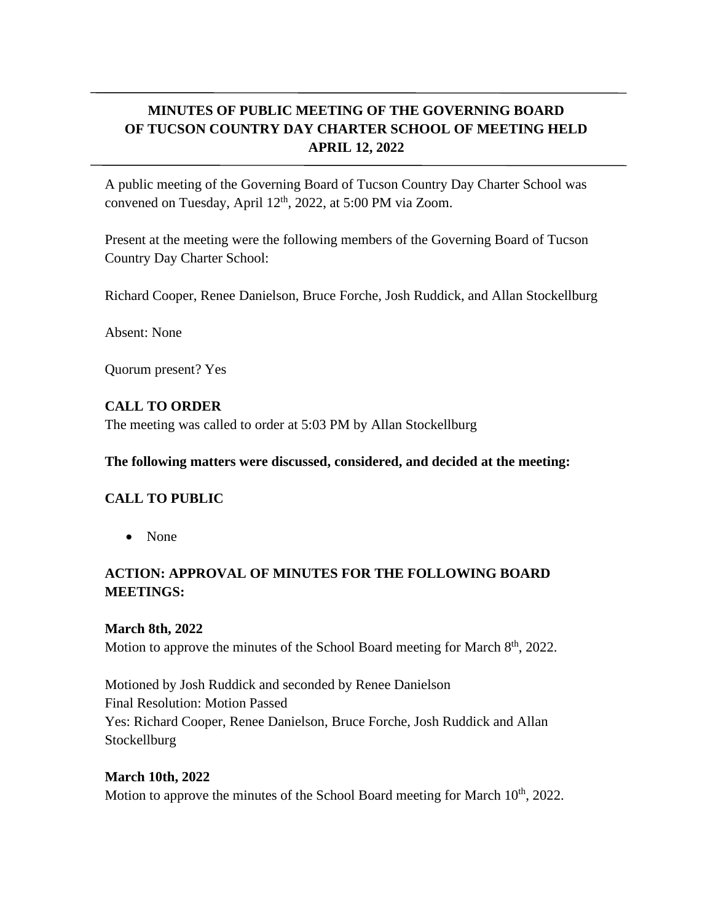# MINUTES OF PUBLIC MEETING OF THE GOVERNING BOARD OF TUCSON COUNTRY DAY CHARTER SCHOOL OF MEETING HELD APRIL 12, 2022

A public meeting of the Governing Board of Tucson Country Day Charter School was convened on Tuesday, April 12th, 2022, at 5:00 PM via Zoom.

Present at the meeting were the following members of the Governing Board of Tucson Country Day Charter School:

Richard Cooper, Renee Danielson, Bruce Forche, Josh Ruddick, and Allan Stockellburg

Absent: None

Quorum present? Yes

## CALL TO ORDER

The meeting was called to order at 5:03 PM by Allan Stockellburg

**The following matters were discussed, considered, and decided at the meeting:**

## CALL TO PUBLIC

- None

## ACTION: APPROVAL OF MINUTES FOR THE FOLLOWING BOARD MEETINGS:

**March 8th, 2022**

Motion to approve the minutes of the School Board meeting for March 8th, 2022.

Motioned by Josh Ruddick and seconded by Renee Danielson
Final Resolution: Motion Passed
Yes: Richard Cooper, Renee Danielson, Bruce Forche, Josh Ruddick and Allan Stockellburg

**March 10th, 2022**

Motion to approve the minutes of the School Board meeting for March 10th, 2022.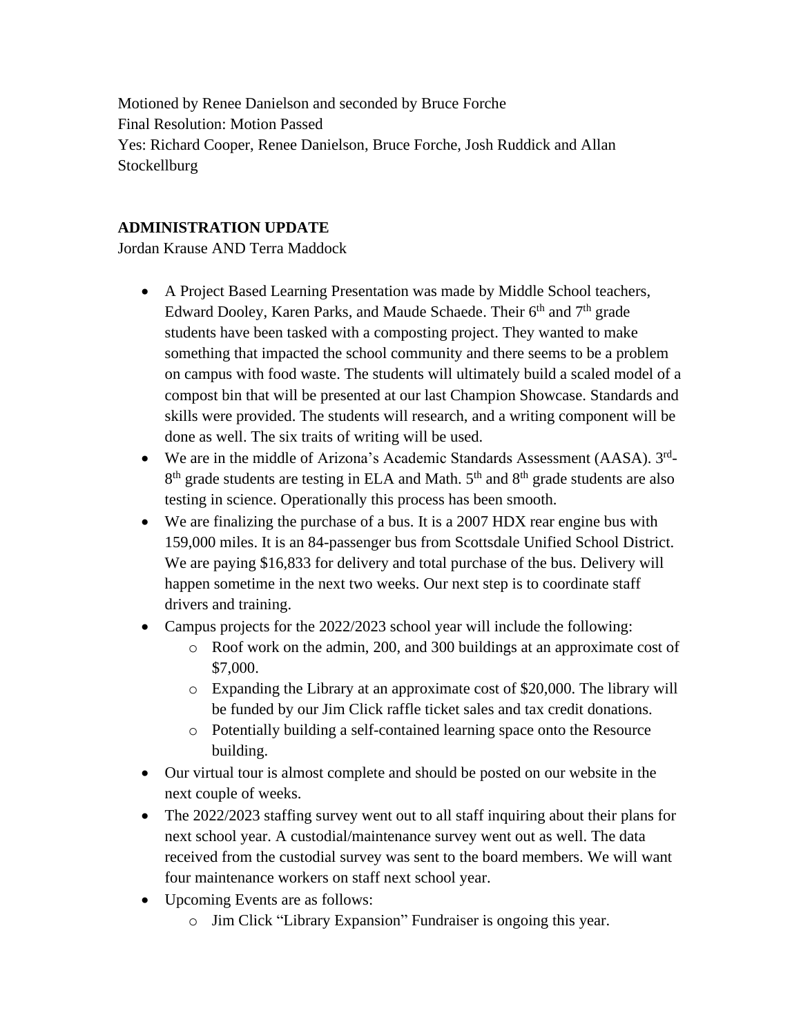Motioned by Renee Danielson and seconded by Bruce Forche
Final Resolution: Motion Passed
Yes: Richard Cooper, Renee Danielson, Bruce Forche, Josh Ruddick and Allan Stockellburg

**ADMINISTRATION UPDATE**
Jordan Krause AND Terra Maddock

- A Project Based Learning Presentation was made by Middle School teachers, Edward Dooley, Karen Parks, and Maude Schaede. Their 6th and 7th grade students have been tasked with a composting project. They wanted to make something that impacted the school community and there seems to be a problem on campus with food waste. The students will ultimately build a scaled model of a compost bin that will be presented at our last Champion Showcase. Standards and skills were provided. The students will research, and a writing component will be done as well. The six traits of writing will be used.
- We are in the middle of Arizona's Academic Standards Assessment (AASA). 3rd-8th grade students are testing in ELA and Math. 5th and 8th grade students are also testing in science. Operationally this process has been smooth.
- We are finalizing the purchase of a bus. It is a 2007 HDX rear engine bus with 159,000 miles. It is an 84-passenger bus from Scottsdale Unified School District. We are paying $16,833 for delivery and total purchase of the bus. Delivery will happen sometime in the next two weeks. Our next step is to coordinate staff drivers and training.
- Campus projects for the 2022/2023 school year will include the following:
    - Roof work on the admin, 200, and 300 buildings at an approximate cost of $7,000.
    - Expanding the Library at an approximate cost of $20,000. The library will be funded by our Jim Click raffle ticket sales and tax credit donations.
    - Potentially building a self-contained learning space onto the Resource building.
- Our virtual tour is almost complete and should be posted on our website in the next couple of weeks.
- The 2022/2023 staffing survey went out to all staff inquiring about their plans for next school year. A custodial/maintenance survey went out as well. The data received from the custodial survey was sent to the board members. We will want four maintenance workers on staff next school year.
- Upcoming Events are as follows:
    - Jim Click "Library Expansion" Fundraiser is ongoing this year.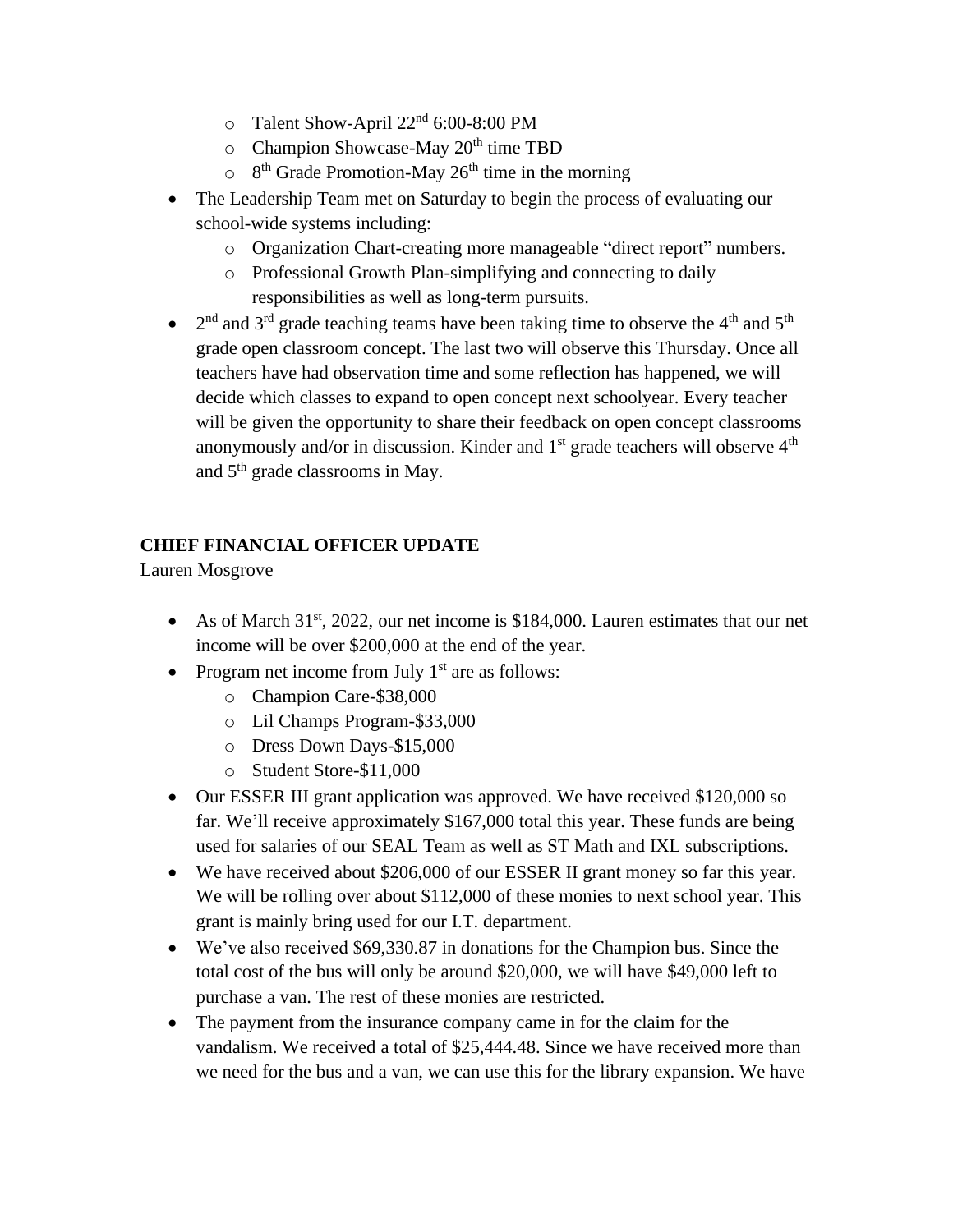- Talent Show-April 22nd 6:00-8:00 PM
    - Champion Showcase-May 20th time TBD
    - 8th Grade Promotion-May 26th time in the morning
- The Leadership Team met on Saturday to begin the process of evaluating our school-wide systems including:
    - Organization Chart-creating more manageable "direct report" numbers.
    - Professional Growth Plan-simplifying and connecting to daily responsibilities as well as long-term pursuits.
- 2nd and 3rd grade teaching teams have been taking time to observe the 4th and 5th grade open classroom concept. The last two will observe this Thursday. Once all teachers have had observation time and some reflection has happened, we will decide which classes to expand to open concept next schoolyear. Every teacher will be given the opportunity to share their feedback on open concept classrooms anonymously and/or in discussion. Kinder and 1st grade teachers will observe 4th and 5th grade classrooms in May.

**CHIEF FINANCIAL OFFICER UPDATE**

Lauren Mosgrove

- As of March 31st, 2022, our net income is $184,000. Lauren estimates that our net income will be over $200,000 at the end of the year.
- Program net income from July 1st are as follows:
    - Champion Care-$38,000
    - Lil Champs Program-$33,000
    - Dress Down Days-$15,000
    - Student Store-$11,000
- Our ESSER III grant application was approved. We have received $120,000 so far. We'll receive approximately $167,000 total this year. These funds are being used for salaries of our SEAL Team as well as ST Math and IXL subscriptions.
- We have received about $206,000 of our ESSER II grant money so far this year. We will be rolling over about $112,000 of these monies to next school year. This grant is mainly bring used for our I.T. department.
- We've also received $69,330.87 in donations for the Champion bus. Since the total cost of the bus will only be around $20,000, we will have $49,000 left to purchase a van. The rest of these monies are restricted.
- The payment from the insurance company came in for the claim for the vandalism. We received a total of $25,444.48. Since we have received more than we need for the bus and a van, we can use this for the library expansion. We have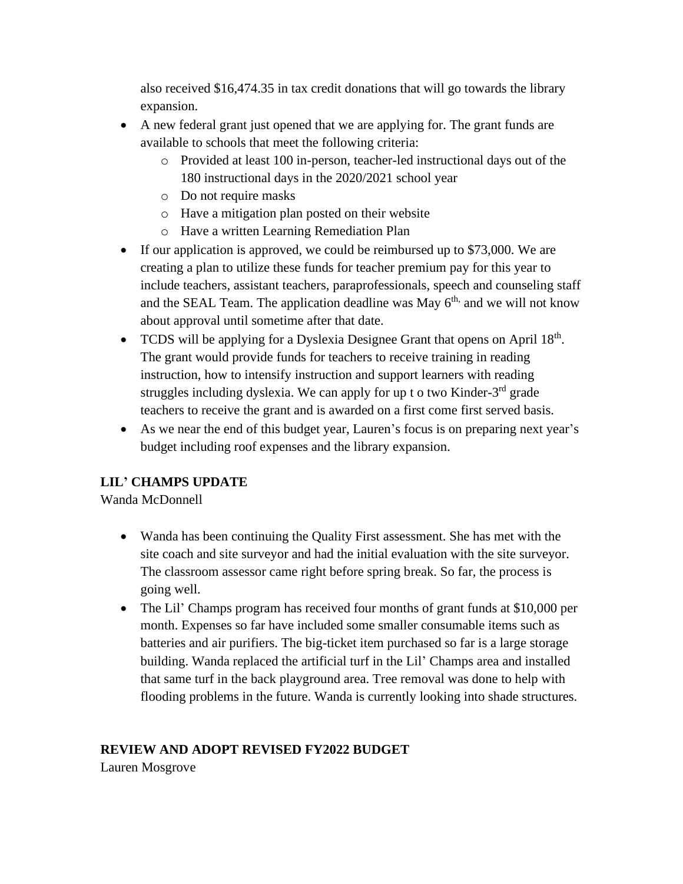also received $16,474.35 in tax credit donations that will go towards the library expansion.

- A new federal grant just opened that we are applying for. The grant funds are available to schools that meet the following criteria:
  - Provided at least 100 in-person, teacher-led instructional days out of the 180 instructional days in the 2020/2021 school year
  - Do not require masks
  - Have a mitigation plan posted on their website
  - Have a written Learning Remediation Plan
- If our application is approved, we could be reimbursed up to $73,000. We are creating a plan to utilize these funds for teacher premium pay for this year to include teachers, assistant teachers, paraprofessionals, speech and counseling staff and the SEAL Team. The application deadline was May 6th, and we will not know about approval until sometime after that date.
- TCDS will be applying for a Dyslexia Designee Grant that opens on April 18th. The grant would provide funds for teachers to receive training in reading instruction, how to intensify instruction and support learners with reading struggles including dyslexia. We can apply for up t o two Kinder-3rd grade teachers to receive the grant and is awarded on a first come first served basis.
- As we near the end of this budget year, Lauren's focus is on preparing next year's budget including roof expenses and the library expansion.

**LIL' CHAMPS UPDATE**

Wanda McDonnell

- Wanda has been continuing the Quality First assessment. She has met with the site coach and site surveyor and had the initial evaluation with the site surveyor. The classroom assessor came right before spring break. So far, the process is going well.
- The Lil' Champs program has received four months of grant funds at $10,000 per month. Expenses so far have included some smaller consumable items such as batteries and air purifiers. The big-ticket item purchased so far is a large storage building. Wanda replaced the artificial turf in the Lil' Champs area and installed that same turf in the back playground area. Tree removal was done to help with flooding problems in the future. Wanda is currently looking into shade structures.

**REVIEW AND ADOPT REVISED FY2022 BUDGET**

Lauren Mosgrove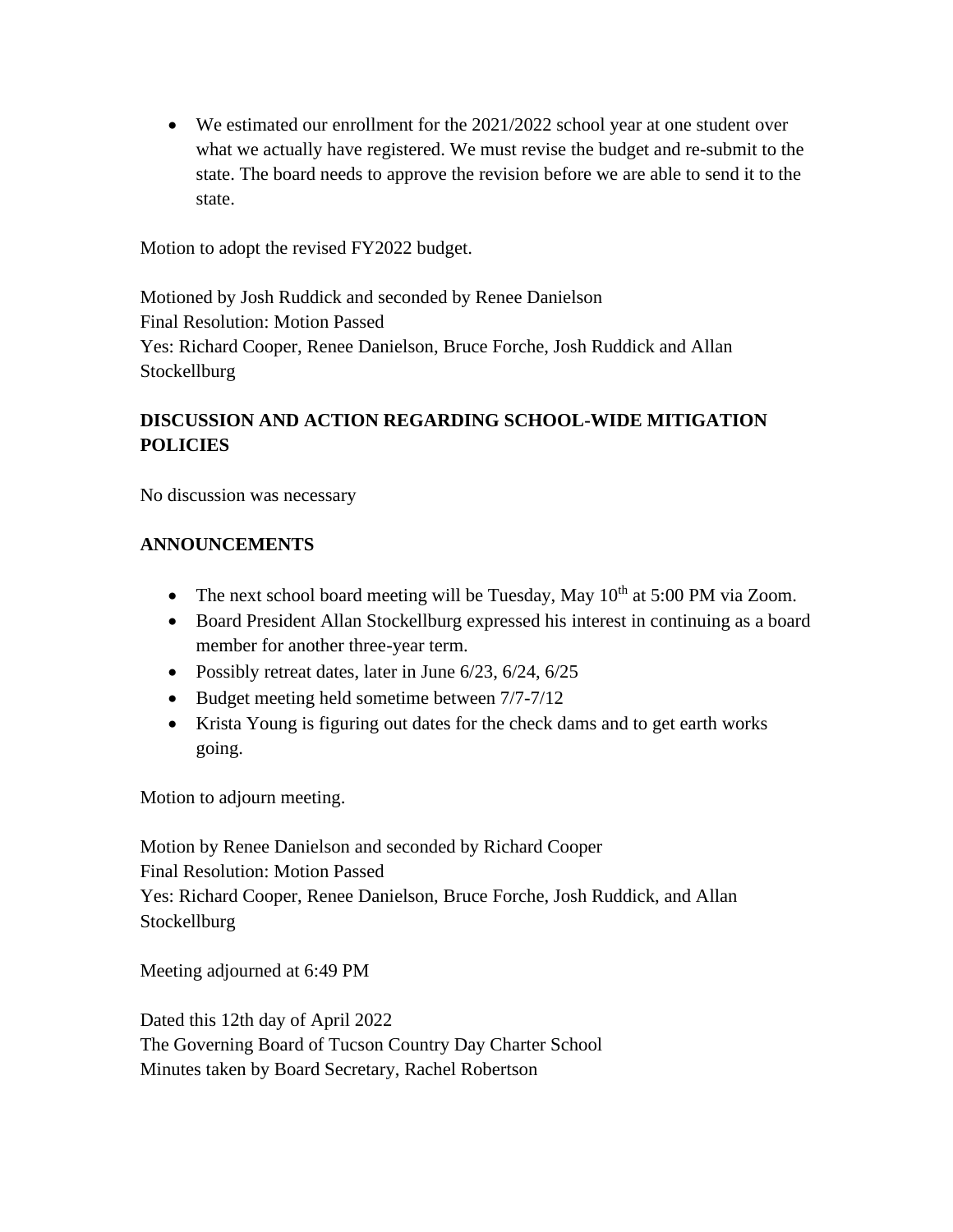- We estimated our enrollment for the 2021/2022 school year at one student over what we actually have registered. We must revise the budget and re-submit to the state. The board needs to approve the revision before we are able to send it to the state.

Motion to adopt the revised FY2022 budget.

Motioned by Josh Ruddick and seconded by Renee Danielson
Final Resolution: Motion Passed
Yes: Richard Cooper, Renee Danielson, Bruce Forche, Josh Ruddick and Allan Stockellburg

**DISCUSSION AND ACTION REGARDING SCHOOL-WIDE MITIGATION POLICIES**

No discussion was necessary

**ANNOUNCEMENTS**

- The next school board meeting will be Tuesday, May 10th at 5:00 PM via Zoom.
- Board President Allan Stockellburg expressed his interest in continuing as a board member for another three-year term.
- Possibly retreat dates, later in June 6/23, 6/24, 6/25
- Budget meeting held sometime between 7/7-7/12
- Krista Young is figuring out dates for the check dams and to get earth works going.

Motion to adjourn meeting.

Motion by Renee Danielson and seconded by Richard Cooper
Final Resolution: Motion Passed
Yes: Richard Cooper, Renee Danielson, Bruce Forche, Josh Ruddick, and Allan Stockellburg

Meeting adjourned at 6:49 PM

Dated this 12th day of April 2022
The Governing Board of Tucson Country Day Charter School
Minutes taken by Board Secretary, Rachel Robertson